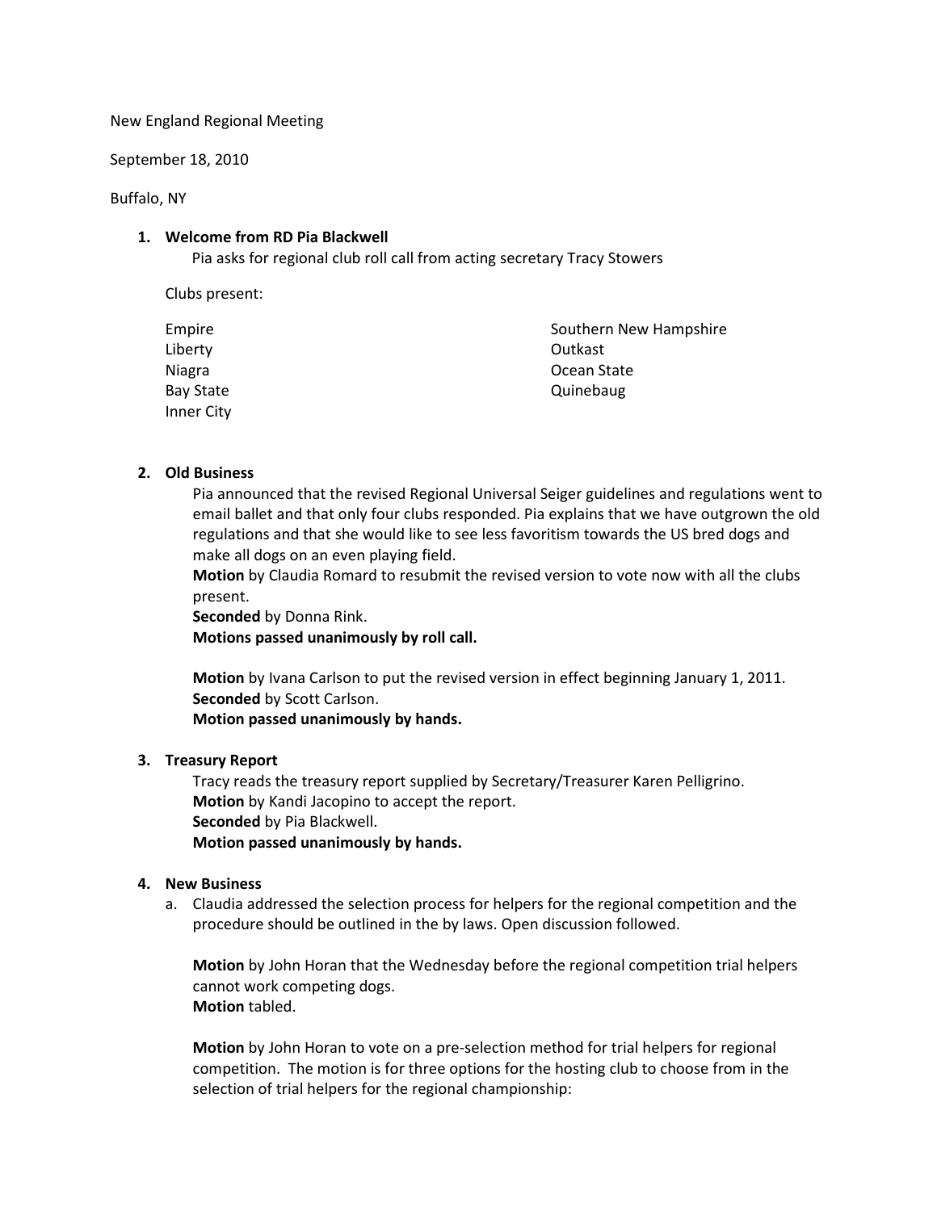New England Regional Meeting

September 18, 2010

Buffalo, NY

1. **Welcome from RD Pia Blackwell**

   Pia asks for regional club roll call from acting secretary Tracy Stowers

   Clubs present:

   Empire
   Liberty
   Niagra
   Bay State
   Inner City
   Southern New Hampshire
   Outkast
   Ocean State
   Quinebaug

2. **Old Business**

   Pia announced that the revised Regional Universal Seiger guidelines and regulations went to email ballet and that only four clubs responded. Pia explains that we have outgrown the old regulations and that she would like to see less favoritism towards the US bred dogs and make all dogs on an even playing field.
   **Motion** by Claudia Romard to resubmit the revised version to vote now with all the clubs present.
   **Seconded** by Donna Rink.
   **Motions passed unanimously by roll call.**

   **Motion** by Ivana Carlson to put the revised version in effect beginning January 1, 2011.
   **Seconded** by Scott Carlson.
   **Motion passed unanimously by hands.**

3. **Treasury Report**

   Tracy reads the treasury report supplied by Secretary/Treasurer Karen Pelligrino.
   **Motion** by Kandi Jacopino to accept the report.
   **Seconded** by Pia Blackwell.
   **Motion passed unanimously by hands.**

4. **New Business**

   a. Claudia addressed the selection process for helpers for the regional competition and the procedure should be outlined in the by laws. Open discussion followed.

      **Motion** by John Horan that the Wednesday before the regional competition trial helpers cannot work competing dogs.
      **Motion** tabled.

      **Motion** by John Horan to vote on a pre-selection method for trial helpers for regional competition. The motion is for three options for the hosting club to choose from in the selection of trial helpers for the regional championship: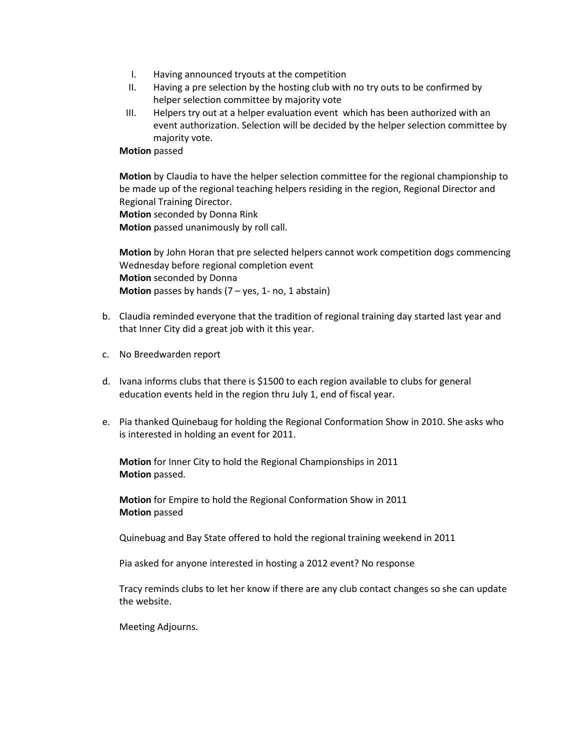I. Having announced tryouts at the competition
II. Having a pre selection by the hosting club with no try outs to be confirmed by helper selection committee by majority vote
III. Helpers try out at a helper evaluation event which has been authorized with an event authorization. Selection will be decided by the helper selection committee by majority vote.

**Motion** passed

**Motion** by Claudia to have the helper selection committee for the regional championship to be made up of the regional teaching helpers residing in the region, Regional Director and Regional Training Director.
**Motion** seconded by Donna Rink
**Motion** passed unanimously by roll call.

**Motion** by John Horan that pre selected helpers cannot work competition dogs commencing Wednesday before regional completion event
**Motion** seconded by Donna
**Motion** passes by hands (7 – yes, 1- no, 1 abstain)

b. Claudia reminded everyone that the tradition of regional training day started last year and that Inner City did a great job with it this year.

c. No Breedwarden report

d. Ivana informs clubs that there is $1500 to each region available to clubs for general education events held in the region thru July 1, end of fiscal year.

e. Pia thanked Quinebaug for holding the Regional Conformation Show in 2010. She asks who is interested in holding an event for 2011.

**Motion** for Inner City to hold the Regional Championships in 2011
**Motion** passed.

**Motion** for Empire to hold the Regional Conformation Show in 2011
**Motion** passed

Quinebuag and Bay State offered to hold the regional training weekend in 2011

Pia asked for anyone interested in hosting a 2012 event? No response

Tracy reminds clubs to let her know if there are any club contact changes so she can update the website.

Meeting Adjourns.